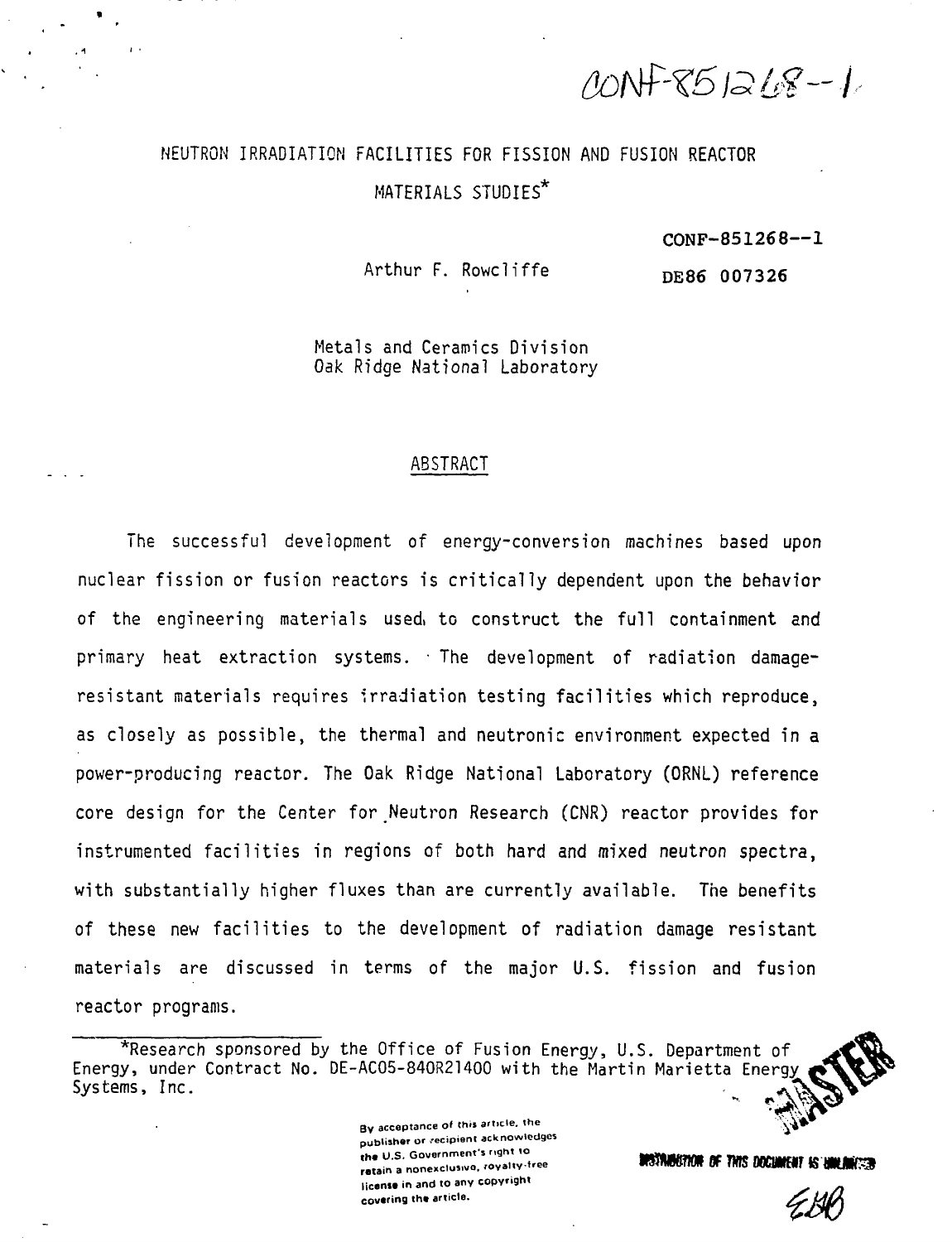CONF-851268--1

# NEUTRON IRRADIATION FACILITIES FOR FISSION AND FUSION REACTOR MATERIALS STUDIES*

CONF-851268--1

DE86 007326

Arthur F. Rowcliffe

Metals and Ceramics Division
Oak Ridge National Laboratory

## ABSTRACT

The successful development of energy-conversion machines based upon nuclear fission or fusion reactors is critically dependent upon the behavior of the engineering materials used to construct the full containment and primary heat extraction systems. The development of radiation damage-resistant materials requires irradiation testing facilities which reproduce, as closely as possible, the thermal and neutronic environment expected in a power-producing reactor. The Oak Ridge National Laboratory (ORNL) reference core design for the Center for Neutron Research (CNR) reactor provides for instrumented facilities in regions of both hard and mixed neutron spectra, with substantially higher fluxes than are currently available. The benefits of these new facilities to the development of radiation damage resistant materials are discussed in terms of the major U.S. fission and fusion reactor programs.

*Research sponsored by the Office of Fusion Energy, U.S. Department of Energy, under Contract No. DE-AC05-84OR21400 with the Martin Marietta Energy Systems, Inc.

By acceptance of this article, the publisher or recipient acknowledges the U.S. Government's right to retain a nonexclusive, royalty-free license in and to any copyright covering the article.

MASTER

DISTRIBUTION OF THIS DOCUMENT IS UNLIMITED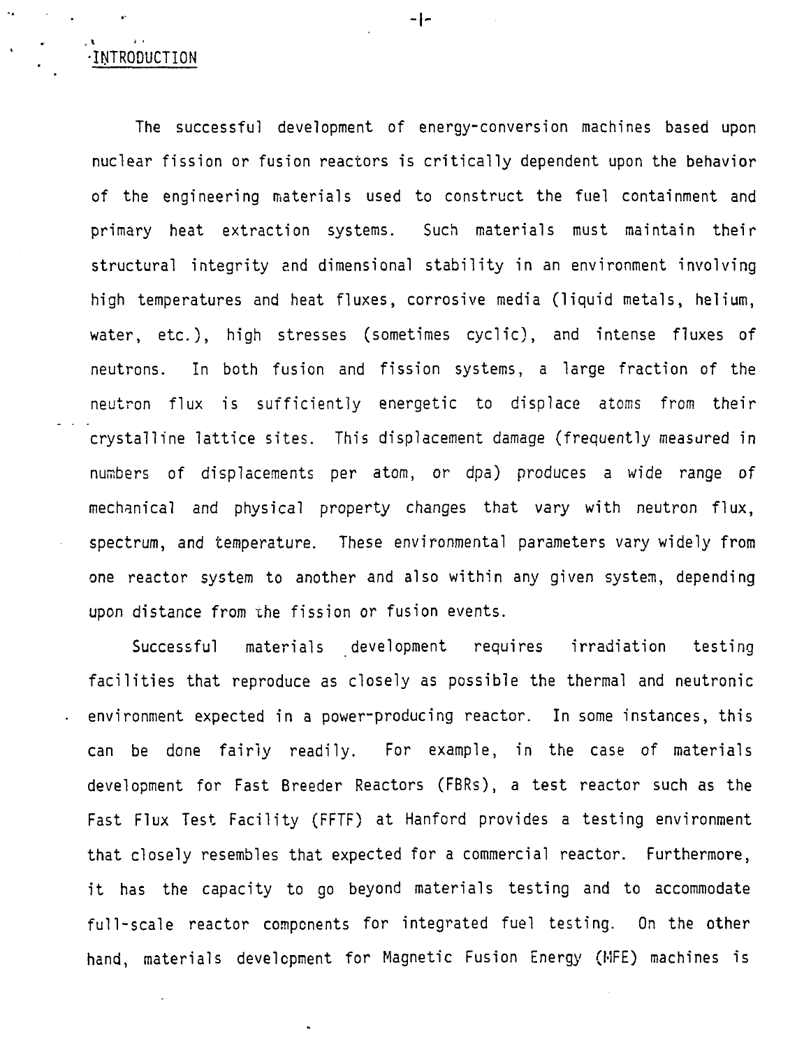## INTRODUCTION

The successful development of energy-conversion machines based upon nuclear fission or fusion reactors is critically dependent upon the behavior of the engineering materials used to construct the fuel containment and primary heat extraction systems. Such materials must maintain their structural integrity and dimensional stability in an environment involving high temperatures and heat fluxes, corrosive media (liquid metals, helium, water, etc.), high stresses (sometimes cyclic), and intense fluxes of neutrons. In both fusion and fission systems, a large fraction of the neutron flux is sufficiently energetic to displace atoms from their crystalline lattice sites. This displacement damage (frequently measured in numbers of displacements per atom, or dpa) produces a wide range of mechanical and physical property changes that vary with neutron flux, spectrum, and temperature. These environmental parameters vary widely from one reactor system to another and also within any given system, depending upon distance from the fission or fusion events.

Successful materials development requires irradiation testing facilities that reproduce as closely as possible the thermal and neutronic environment expected in a power-producing reactor. In some instances, this can be done fairly readily. For example, in the case of materials development for Fast Breeder Reactors (FBRs), a test reactor such as the Fast Flux Test Facility (FFTF) at Hanford provides a testing environment that closely resembles that expected for a commercial reactor. Furthermore, it has the capacity to go beyond materials testing and to accommodate full-scale reactor components for integrated fuel testing. On the other hand, materials development for Magnetic Fusion Energy (MFE) machines is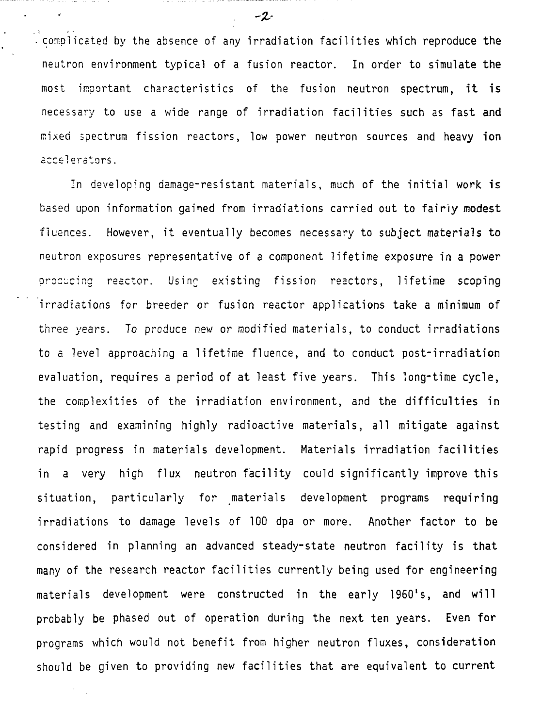complicated by the absence of any irradiation facilities which reproduce the neutron environment typical of a fusion reactor. In order to simulate the most important characteristics of the fusion neutron spectrum, it is necessary to use a wide range of irradiation facilities such as fast and mixed spectrum fission reactors, low power neutron sources and heavy ion accelerators.

In developing damage-resistant materials, much of the initial work is based upon information gained from irradiations carried out to fairly modest fluences. However, it eventually becomes necessary to subject materials to neutron exposures representative of a component lifetime exposure in a power producing reactor. Using existing fission reactors, lifetime scoping irradiations for breeder or fusion reactor applications take a minimum of three years. To produce new or modified materials, to conduct irradiations to a level approaching a lifetime fluence, and to conduct post-irradiation evaluation, requires a period of at least five years. This long-time cycle, the complexities of the irradiation environment, and the difficulties in testing and examining highly radioactive materials, all mitigate against rapid progress in materials development. Materials irradiation facilities in a very high flux neutron facility could significantly improve this situation, particularly for materials development programs requiring irradiations to damage levels of 100 dpa or more. Another factor to be considered in planning an advanced steady-state neutron facility is that many of the research reactor facilities currently being used for engineering materials development were constructed in the early 1960's, and will probably be phased out of operation during the next ten years. Even for programs which would not benefit from higher neutron fluxes, consideration should be given to providing new facilities that are equivalent to current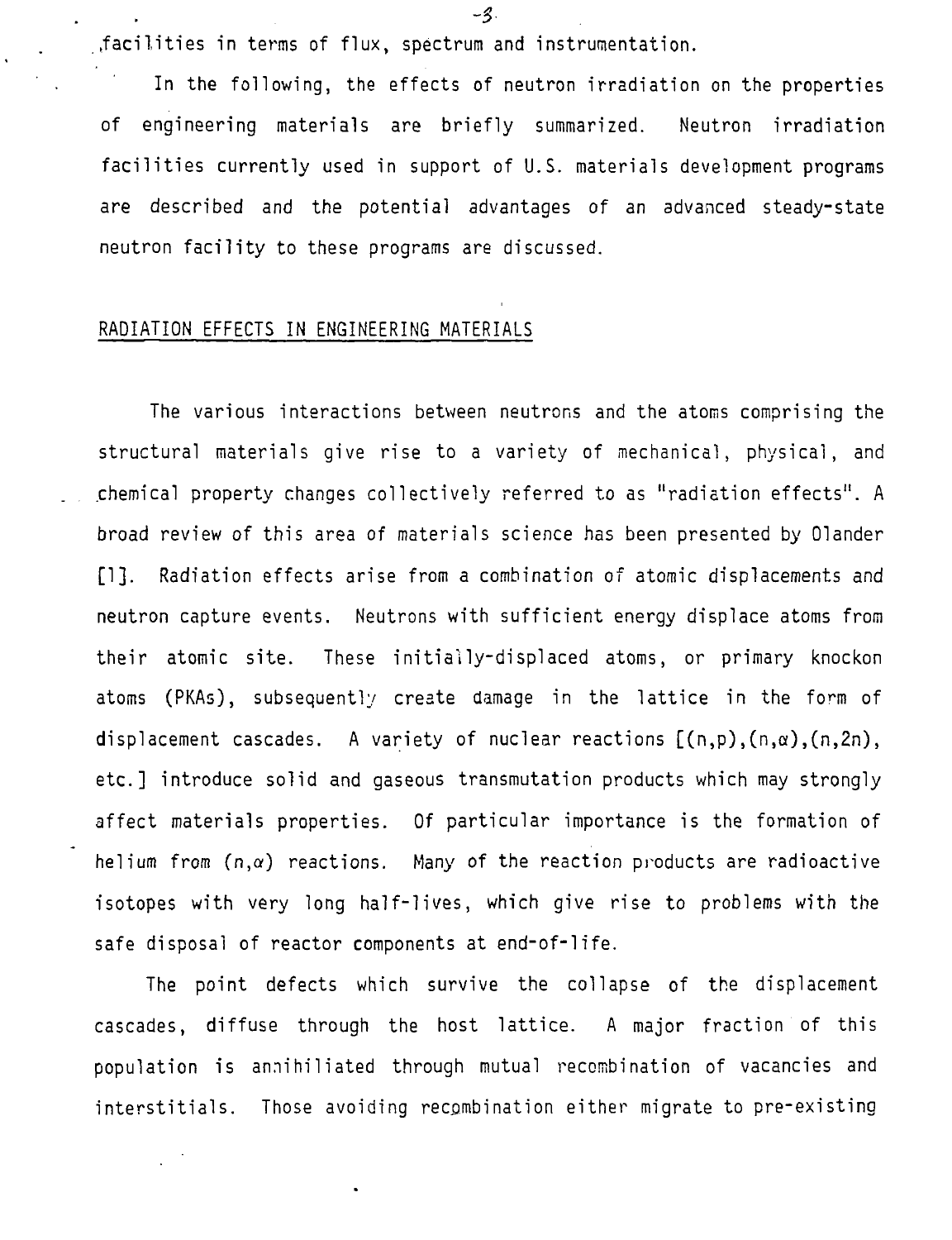facilities in terms of flux, spectrum and instrumentation.

In the following, the effects of neutron irradiation on the properties of engineering materials are briefly summarized. Neutron irradiation facilities currently used in support of U.S. materials development programs are described and the potential advantages of an advanced steady-state neutron facility to these programs are discussed.

## RADIATION EFFECTS IN ENGINEERING MATERIALS

The various interactions between neutrons and the atoms comprising the structural materials give rise to a variety of mechanical, physical, and chemical property changes collectively referred to as "radiation effects". A broad review of this area of materials science has been presented by Olander [1]. Radiation effects arise from a combination of atomic displacements and neutron capture events. Neutrons with sufficient energy displace atoms from their atomic site. These initially-displaced atoms, or primary knockon atoms (PKAs), subsequently create damage in the lattice in the form of displacement cascades. A variety of nuclear reactions [$(n,p)$, $(n,\alpha)$, $(n,2n)$, etc.] introduce solid and gaseous transmutation products which may strongly affect materials properties. Of particular importance is the formation of helium from $(n,\alpha)$ reactions. Many of the reaction products are radioactive isotopes with very long half-lives, which give rise to problems with the safe disposal of reactor components at end-of-life.

The point defects which survive the collapse of the displacement cascades, diffuse through the host lattice. A major fraction of this population is annihiliated through mutual recombination of vacancies and interstitials. Those avoiding recombination either migrate to pre-existing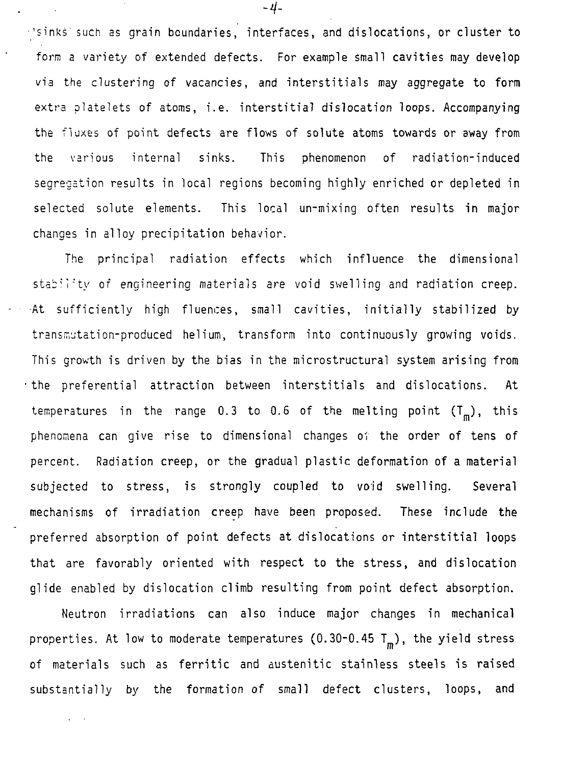sinks such as grain boundaries, interfaces, and dislocations, or cluster to form a variety of extended defects. For example small cavities may develop via the clustering of vacancies, and interstitials may aggregate to form extra platelets of atoms, i.e. interstitial dislocation loops. Accompanying the fluxes of point defects are flows of solute atoms towards or away from the various internal sinks. This phenomenon of radiation-induced segregation results in local regions becoming highly enriched or depleted in selected solute elements. This local un-mixing often results in major changes in alloy precipitation behavior.

The principal radiation effects which influence the dimensional stability of engineering materials are void swelling and radiation creep. At sufficiently high fluences, small cavities, initially stabilized by transmutation-produced helium, transform into continuously growing voids. This growth is driven by the bias in the microstructural system arising from the preferential attraction between interstitials and dislocations. At temperatures in the range 0.3 to 0.6 of the melting point ($T_m$), this phenomena can give rise to dimensional changes of the order of tens of percent. Radiation creep, or the gradual plastic deformation of a material subjected to stress, is strongly coupled to void swelling. Several mechanisms of irradiation creep have been proposed. These include the preferred absorption of point defects at dislocations or interstitial loops that are favorably oriented with respect to the stress, and dislocation glide enabled by dislocation climb resulting from point defect absorption.

Neutron irradiations can also induce major changes in mechanical properties. At low to moderate temperatures (0.30-0.45 $T_m$), the yield stress of materials such as ferritic and austenitic stainless steels is raised substantially by the formation of small defect clusters, loops, and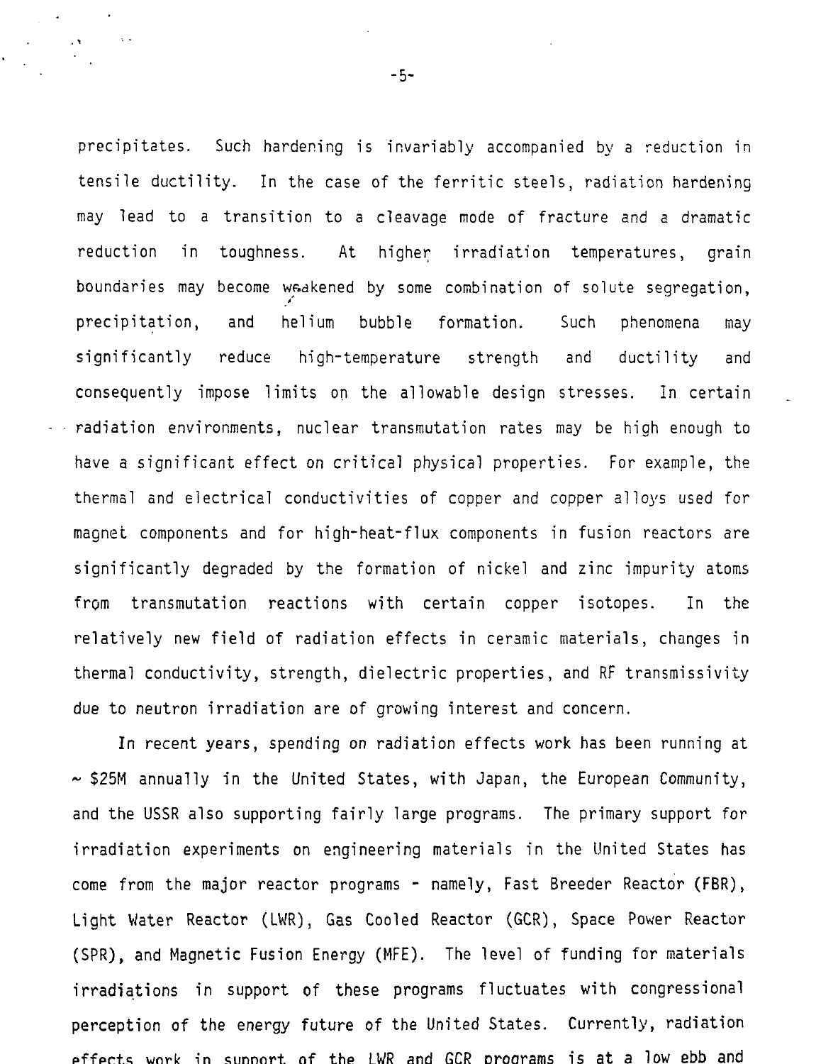precipitates. Such hardening is invariably accompanied by a reduction in tensile ductility. In the case of the ferritic steels, radiation hardening may lead to a transition to a cleavage mode of fracture and a dramatic reduction in toughness. At higher irradiation temperatures, grain boundaries may become weakened by some combination of solute segregation, precipitation, and helium bubble formation. Such phenomena may significantly reduce high-temperature strength and ductility and consequently impose limits on the allowable design stresses. In certain radiation environments, nuclear transmutation rates may be high enough to have a significant effect on critical physical properties. For example, the thermal and electrical conductivities of copper and copper alloys used for magnet components and for high-heat-flux components in fusion reactors are significantly degraded by the formation of nickel and zinc impurity atoms from transmutation reactions with certain copper isotopes. In the relatively new field of radiation effects in ceramic materials, changes in thermal conductivity, strength, dielectric properties, and RF transmissivity due to neutron irradiation are of growing interest and concern.

In recent years, spending on radiation effects work has been running at ~ \$25M annually in the United States, with Japan, the European Community, and the USSR also supporting fairly large programs. The primary support for irradiation experiments on engineering materials in the United States has come from the major reactor programs - namely, Fast Breeder Reactor (FBR), Light Water Reactor (LWR), Gas Cooled Reactor (GCR), Space Power Reactor (SPR), and Magnetic Fusion Energy (MFE). The level of funding for materials irradiations in support of these programs fluctuates with congressional perception of the energy future of the United States. Currently, radiation effects work in support of the LWR and GCR programs is at a low ebb and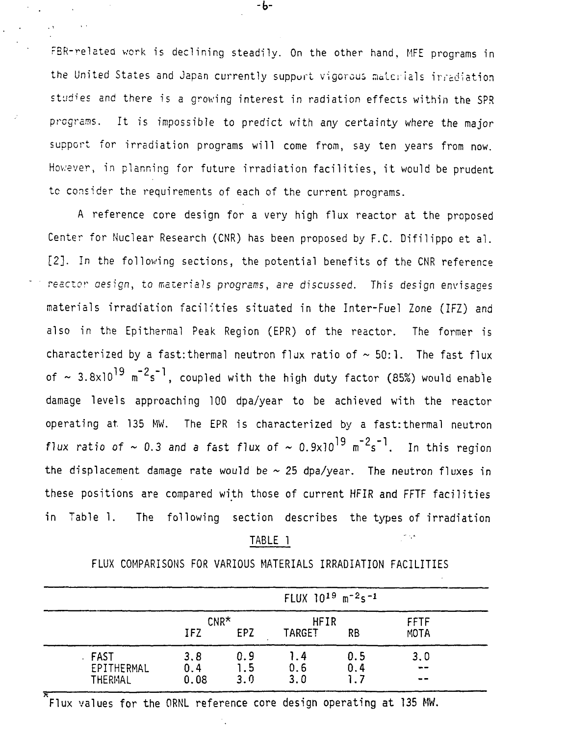FBR-related work is declining steadily. On the other hand, MFE programs in the United States and Japan currently support vigorous materials irradiation studies and there is a growing interest in radiation effects within the SPR programs. It is impossible to predict with any certainty where the major support for irradiation programs will come from, say ten years from now. However, in planning for future irradiation facilities, it would be prudent to consider the requirements of each of the current programs.

A reference core design for a very high flux reactor at the proposed Center for Nuclear Research (CNR) has been proposed by F.C. Difilippo et al. [2]. In the following sections, the potential benefits of the CNR reference reactor design, to materials programs, are discussed. This design envisages materials irradiation facilities situated in the Inter-Fuel Zone (IFZ) and also in the Epithermal Peak Region (EPR) of the reactor. The former is characterized by a fast:thermal neutron flux ratio of ~ 50:1. The fast flux of ~ $3.8 \times 10^{19}$ $m^{-2}s^{-1}$, coupled with the high duty factor (85%) would enable damage levels approaching 100 dpa/year to be achieved with the reactor operating at 135 MW. The EPR is characterized by a fast:thermal neutron flux ratio of ~ 0.3 and a fast flux of ~ $0.9 \times 10^{19}$ $m^{-2}s^{-1}$. In this region the displacement damage rate would be ~ 25 dpa/year. The neutron fluxes in these positions are compared with those of current HFIR and FFTF facilities in Table 1. The following section describes the types of irradiation

TABLE 1

FLUX COMPARISONS FOR VARIOUS MATERIALS IRRADIATION FACILITIES

| | FLUX $10^{19}$ $m^{-2}s^{-1}$ | | | | |
|---|---|---|---|---|---|
| | CNR* | | HFIR | | FFTF |
| | IFZ | EPZ | TARGET | RB | MOTA |
| FAST | 3.8 | 0.9 | 1.4 | 0.5 | 3.0 |
| EPITHERMAL | 0.4 | 1.5 | 0.6 | 0.4 | -- |
| THERMAL | 0.08 | 3.0 | 3.0 | 1.7 | -- |

*Flux values for the ORNL reference core design operating at 135 MW.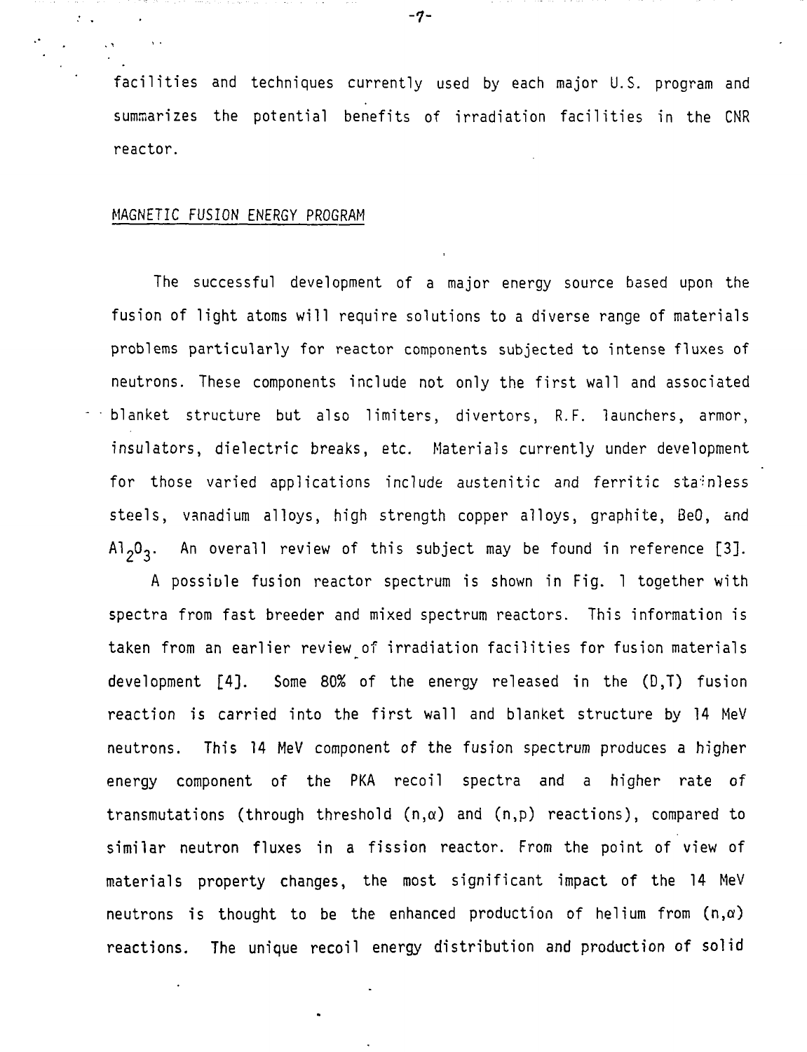facilities and techniques currently used by each major U.S. program and summarizes the potential benefits of irradiation facilities in the CNR reactor.

## MAGNETIC FUSION ENERGY PROGRAM

The successful development of a major energy source based upon the fusion of light atoms will require solutions to a diverse range of materials problems particularly for reactor components subjected to intense fluxes of neutrons. These components include not only the first wall and associated blanket structure but also limiters, divertors, R.F. launchers, armor, insulators, dielectric breaks, etc. Materials currently under development for those varied applications include austenitic and ferritic stainless steels, vanadium alloys, high strength copper alloys, graphite, BeO, and $Al_2O_3$. An overall review of this subject may be found in reference [3].

A possible fusion reactor spectrum is shown in Fig. 1 together with spectra from fast breeder and mixed spectrum reactors. This information is taken from an earlier review of irradiation facilities for fusion materials development [4]. Some 80% of the energy released in the (D,T) fusion reaction is carried into the first wall and blanket structure by 14 MeV neutrons. This 14 MeV component of the fusion spectrum produces a higher energy component of the PKA recoil spectra and a higher rate of transmutations (through threshold $(n,\alpha)$ and $(n,p)$ reactions), compared to similar neutron fluxes in a fission reactor. From the point of view of materials property changes, the most significant impact of the 14 MeV neutrons is thought to be the enhanced production of helium from $(n,\alpha)$ reactions. The unique recoil energy distribution and production of solid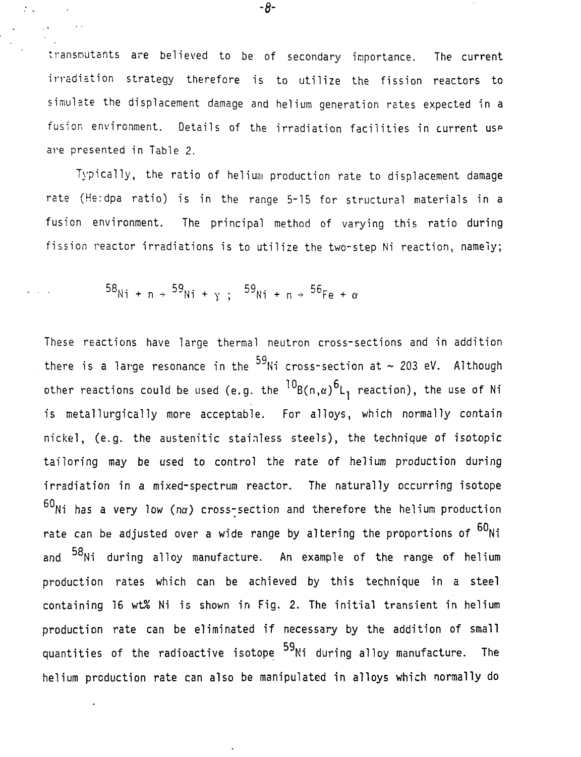transmutants are believed to be of secondary importance. The current irradiation strategy therefore is to utilize the fission reactors to simulate the displacement damage and helium generation rates expected in a fusion environment. Details of the irradiation facilities in current use are presented in Table 2.

Typically, the ratio of helium production rate to displacement damage rate (He:dpa ratio) is in the range 5-15 for structural materials in a fusion environment. The principal method of varying this ratio during fission reactor irradiations is to utilize the two-step Ni reaction, namely;

$$^{58}Ni + n \rightarrow {}^{59}Ni + \gamma \; ; \quad {}^{59}Ni + n \rightarrow {}^{56}Fe + \alpha$$

These reactions have large thermal neutron cross-sections and in addition there is a large resonance in the $^{59}Ni$ cross-section at ~ 203 eV. Although other reactions could be used (e.g. the $^{10}B(n,\alpha)^{6}L_1$ reaction), the use of Ni is metallurgically more acceptable. For alloys, which normally contain nickel, (e.g. the austenitic stainless steels), the technique of isotopic tailoring may be used to control the rate of helium production during irradiation in a mixed-spectrum reactor. The naturally occurring isotope $^{60}Ni$ has a very low $(n\alpha)$ cross-section and therefore the helium production rate can be adjusted over a wide range by altering the proportions of $^{60}Ni$ and $^{58}Ni$ during alloy manufacture. An example of the range of helium production rates which can be achieved by this technique in a steel containing 16 wt% Ni is shown in Fig. 2. The initial transient in helium production rate can be eliminated if necessary by the addition of small quantities of the radioactive isotope $^{59}Ni$ during alloy manufacture. The helium production rate can also be manipulated in alloys which normally do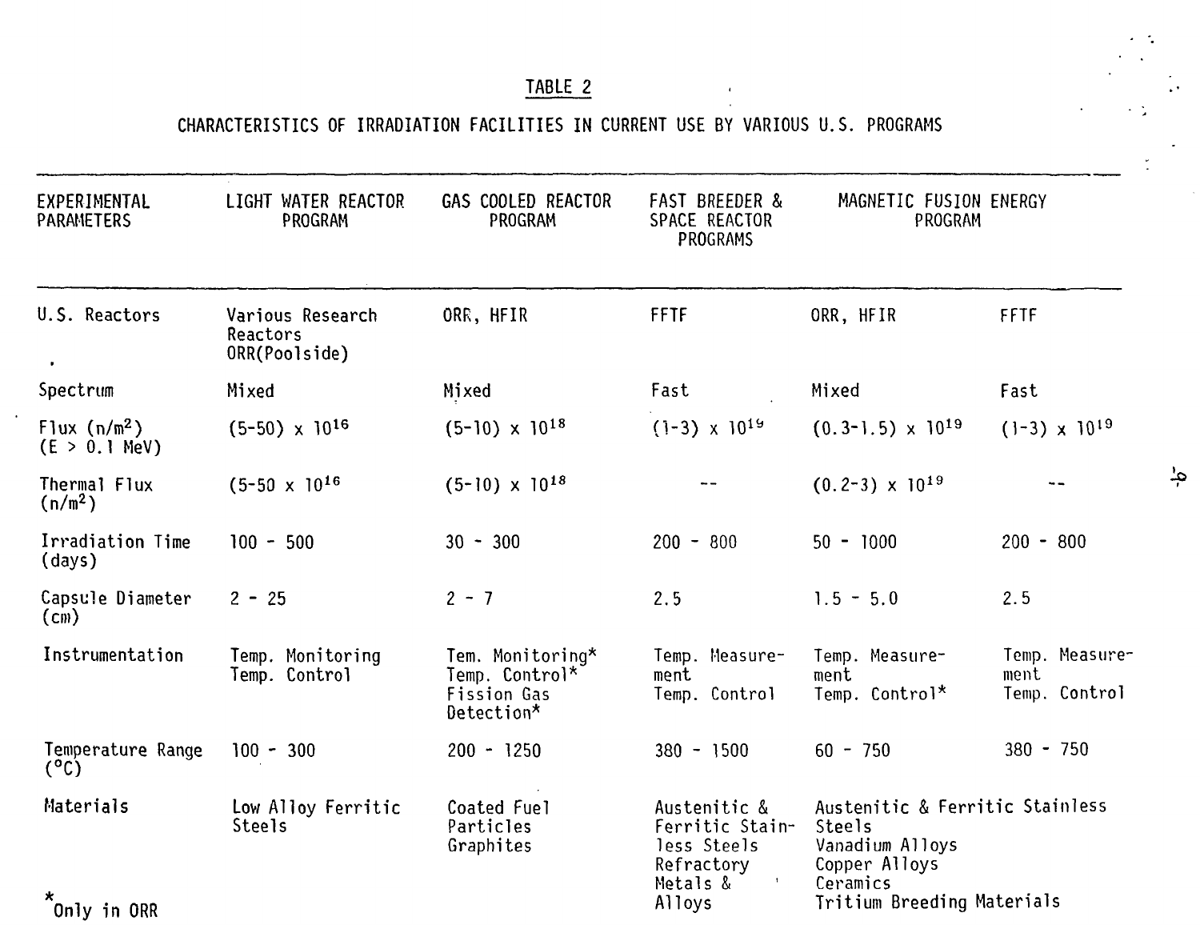## TABLE 2

CHARACTERISTICS OF IRRADIATION FACILITIES IN CURRENT USE BY VARIOUS U.S. PROGRAMS

| EXPERIMENTAL PARAMETERS | LIGHT WATER REACTOR PROGRAM | GAS COOLED REACTOR PROGRAM | FAST BREEDER & SPACE REACTOR PROGRAMS | MAGNETIC FUSION ENERGY PROGRAM | |
|---|---|---|---|---|---|
| U.S. Reactors | Various Research Reactors ORR(Poolside) | ORR, HFIR | FFTF | ORR, HFIR | FFTF |
| Spectrum | Mixed | Mixed | Fast | Mixed | Fast |
| Flux ($n/m^2$) ($E > 0.1$ MeV) | $(5\text{-}50) \times 10^{16}$ | $(5\text{-}10) \times 10^{18}$ | $(1\text{-}3) \times 10^{19}$ | $(0.3\text{-}1.5) \times 10^{19}$ | $(1\text{-}3) \times 10^{19}$ |
| Thermal Flux ($n/m^2$) | $(5\text{-}50 \times 10^{16}$ | $(5\text{-}10) \times 10^{18}$ | -- | $(0.2\text{-}3) \times 10^{19}$ | -- |
| Irradiation Time (days) | 100 - 500 | 30 - 300 | 200 - 800 | 50 - 1000 | 200 - 800 |
| Capsule Diameter (cm) | 2 - 25 | 2 - 7 | 2.5 | 1.5 - 5.0 | 2.5 |
| Instrumentation | Temp. Monitoring Temp. Control | Tem. Monitoring* Temp. Control* Fission Gas Detection* | Temp. Measurement Temp. Control | Temp. Measurement Temp. Control* | Temp. Measurement Temp. Control |
| Temperature Range (°C) | 100 - 300 | 200 - 1250 | 380 - 1500 | 60 - 750 | 380 - 750 |
| Materials | Low Alloy Ferritic Steels | Coated Fuel Particles Graphites | Austenitic & Ferritic Stainless Steels Refractory Metals & Alloys | Austenitic & Ferritic Stainless Steels Vanadium Alloys Copper Alloys Ceramics Tritium Breeding Materials | |

*Only in ORR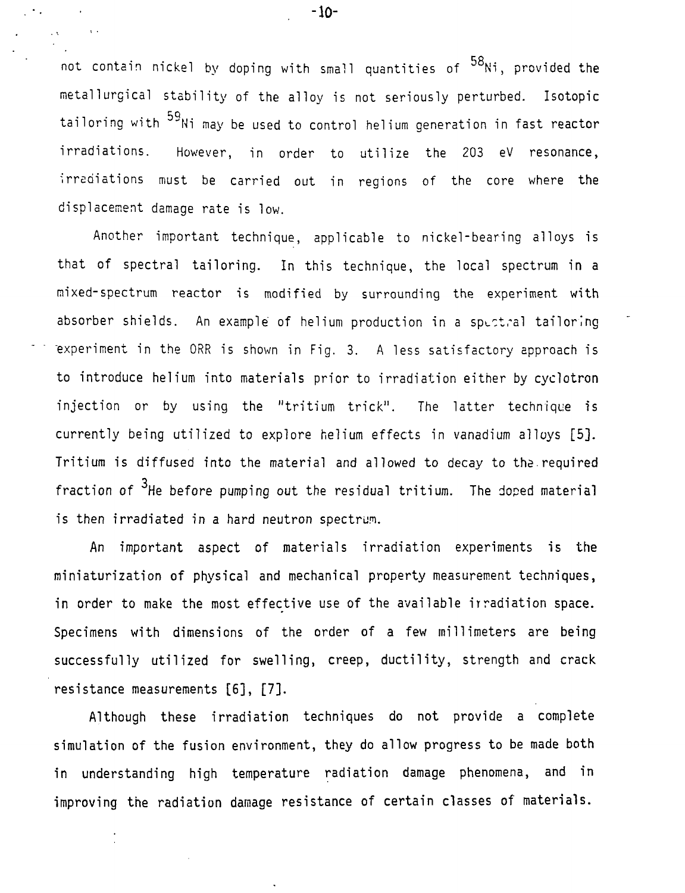not contain nickel by doping with small quantities of $^{58}$Ni, provided the metallurgical stability of the alloy is not seriously perturbed. Isotopic tailoring with $^{59}$Ni may be used to control helium generation in fast reactor irradiations. However, in order to utilize the 203 eV resonance, irradiations must be carried out in regions of the core where the displacement damage rate is low.

Another important technique, applicable to nickel-bearing alloys is that of spectral tailoring. In this technique, the local spectrum in a mixed-spectrum reactor is modified by surrounding the experiment with absorber shields. An example of helium production in a spectral tailoring experiment in the ORR is shown in Fig. 3. A less satisfactory approach is to introduce helium into materials prior to irradiation either by cyclotron injection or by using the "tritium trick". The latter technique is currently being utilized to explore helium effects in vanadium alloys [5]. Tritium is diffused into the material and allowed to decay to the required fraction of $^{3}$He before pumping out the residual tritium. The doped material is then irradiated in a hard neutron spectrum.

An important aspect of materials irradiation experiments is the miniaturization of physical and mechanical property measurement techniques, in order to make the most effective use of the available irradiation space. Specimens with dimensions of the order of a few millimeters are being successfully utilized for swelling, creep, ductility, strength and crack resistance measurements [6], [7].

Although these irradiation techniques do not provide a complete simulation of the fusion environment, they do allow progress to be made both in understanding high temperature radiation damage phenomena, and in improving the radiation damage resistance of certain classes of materials.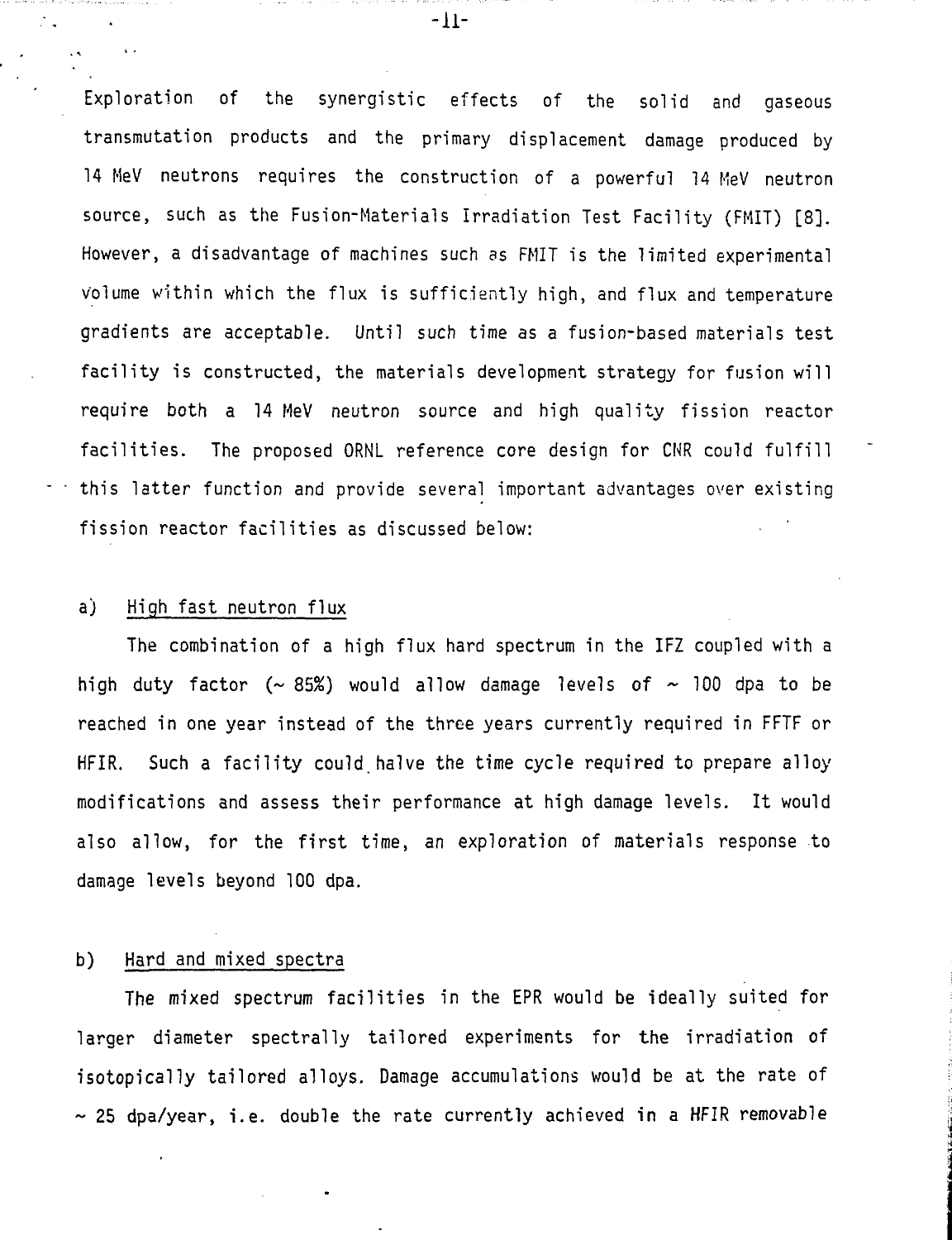Exploration of the synergistic effects of the solid and gaseous transmutation products and the primary displacement damage produced by 14 MeV neutrons requires the construction of a powerful 14 MeV neutron source, such as the Fusion-Materials Irradiation Test Facility (FMIT) [8]. However, a disadvantage of machines such as FMIT is the limited experimental volume within which the flux is sufficiently high, and flux and temperature gradients are acceptable. Until such time as a fusion-based materials test facility is constructed, the materials development strategy for fusion will require both a 14 MeV neutron source and high quality fission reactor facilities. The proposed ORNL reference core design for CNR could fulfill this latter function and provide several important advantages over existing fission reactor facilities as discussed below:

a) <u>High fast neutron flux</u>

The combination of a high flux hard spectrum in the IFZ coupled with a high duty factor (~ 85%) would allow damage levels of ~ 100 dpa to be reached in one year instead of the three years currently required in FFTF or HFIR. Such a facility could halve the time cycle required to prepare alloy modifications and assess their performance at high damage levels. It would also allow, for the first time, an exploration of materials response to damage levels beyond 100 dpa.

b) <u>Hard and mixed spectra</u>

The mixed spectrum facilities in the EPR would be ideally suited for larger diameter spectrally tailored experiments for the irradiation of isotopically tailored alloys. Damage accumulations would be at the rate of ~ 25 dpa/year, i.e. double the rate currently achieved in a HFIR removable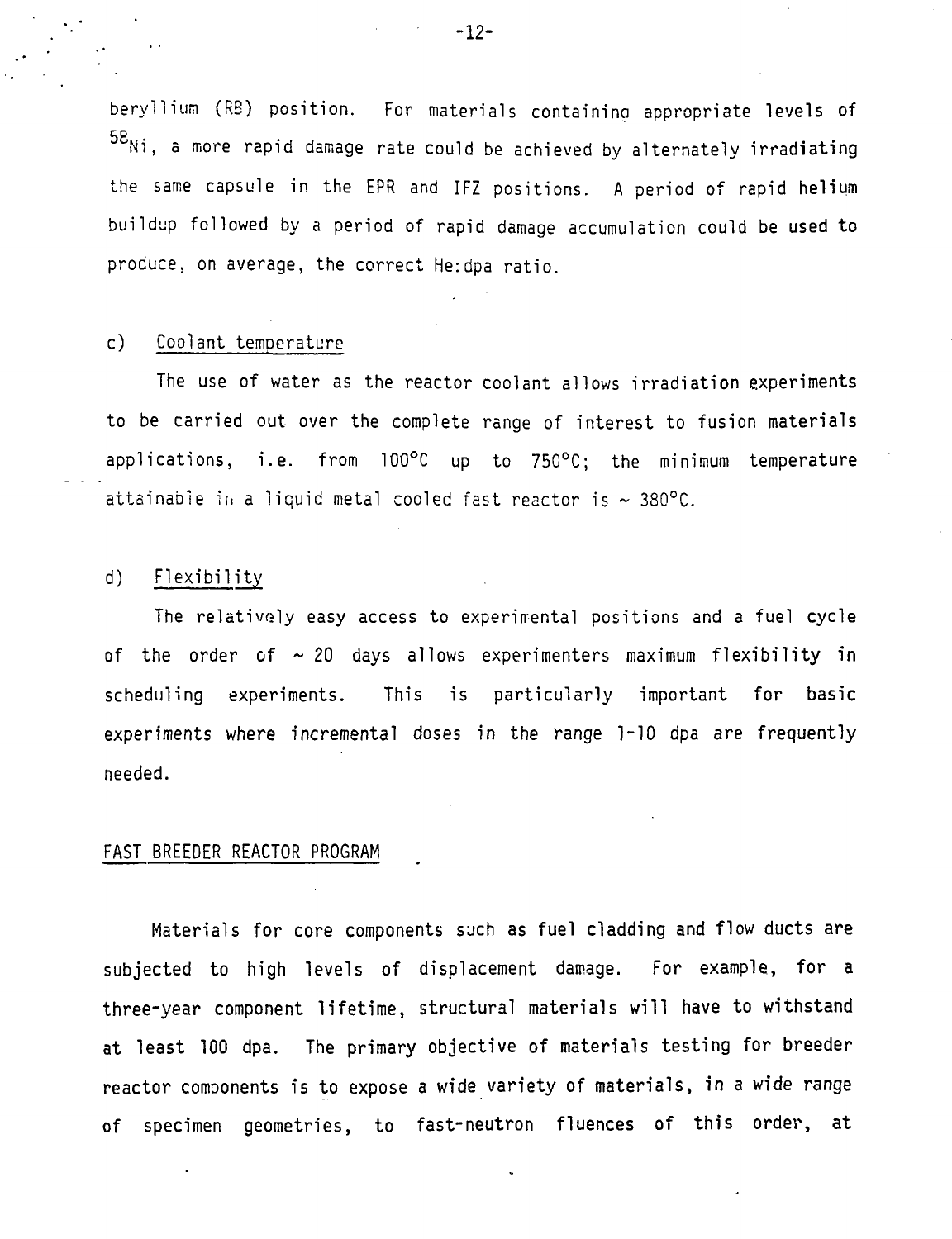beryllium (RB) position. For materials containing appropriate levels of $^{58}Ni$, a more rapid damage rate could be achieved by alternately irradiating the same capsule in the EPR and IFZ positions. A period of rapid helium buildup followed by a period of rapid damage accumulation could be used to produce, on average, the correct He:dpa ratio.

c) Coolant temperature

The use of water as the reactor coolant allows irradiation experiments to be carried out over the complete range of interest to fusion materials applications, i.e. from 100°C up to 750°C; the minimum temperature attainable in a liquid metal cooled fast reactor is ~ 380°C.

d) Flexibility

The relatively easy access to experimental positions and a fuel cycle of the order of ~ 20 days allows experimenters maximum flexibility in scheduling experiments. This is particularly important for basic experiments where incremental doses in the range 1-10 dpa are frequently needed.

## FAST BREEDER REACTOR PROGRAM

Materials for core components such as fuel cladding and flow ducts are subjected to high levels of displacement damage. For example, for a three-year component lifetime, structural materials will have to withstand at least 100 dpa. The primary objective of materials testing for breeder reactor components is to expose a wide variety of materials, in a wide range of specimen geometries, to fast-neutron fluences of this order, at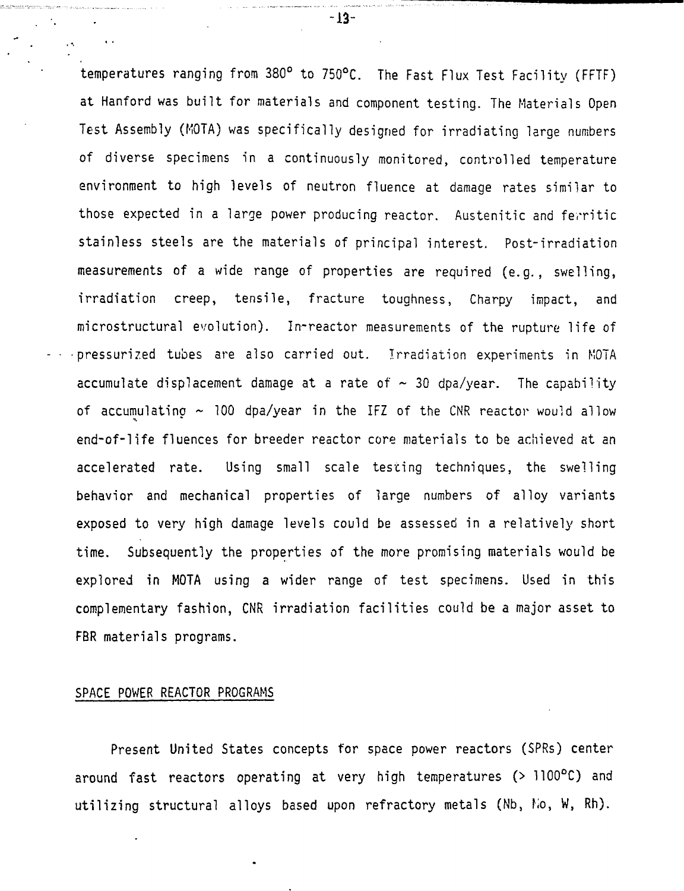temperatures ranging from 380° to 750°C. The Fast Flux Test Facility (FFTF) at Hanford was built for materials and component testing. The Materials Open Test Assembly (MOTA) was specifically designed for irradiating large numbers of diverse specimens in a continuously monitored, controlled temperature environment to high levels of neutron fluence at damage rates similar to those expected in a large power producing reactor. Austenitic and ferritic stainless steels are the materials of principal interest. Post-irradiation measurements of a wide range of properties are required (e.g., swelling, irradiation creep, tensile, fracture toughness, Charpy impact, and microstructural evolution). In-reactor measurements of the rupture life of pressurized tubes are also carried out. Irradiation experiments in MOTA accumulate displacement damage at a rate of ~ 30 dpa/year. The capability of accumulating ~ 100 dpa/year in the IFZ of the CNR reactor would allow end-of-life fluences for breeder reactor core materials to be achieved at an accelerated rate. Using small scale testing techniques, the swelling behavior and mechanical properties of large numbers of alloy variants exposed to very high damage levels could be assessed in a relatively short time. Subsequently the properties of the more promising materials would be explored in MOTA using a wider range of test specimens. Used in this complementary fashion, CNR irradiation facilities could be a major asset to FBR materials programs.

## SPACE POWER REACTOR PROGRAMS

Present United States concepts for space power reactors (SPRs) center around fast reactors operating at very high temperatures (> 1100°C) and utilizing structural alloys based upon refractory metals (Nb, Mo, W, Rh).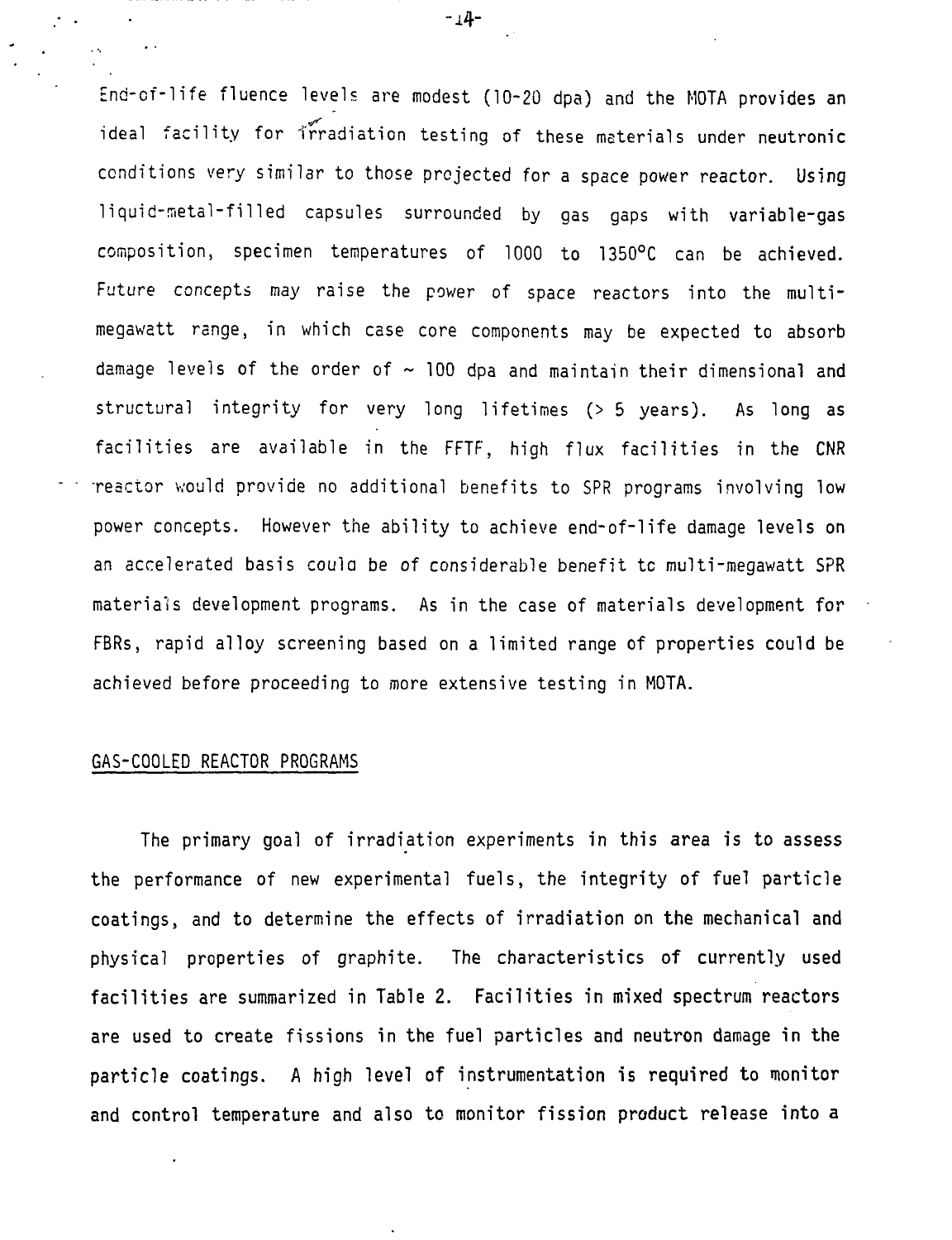End-of-life fluence levels are modest (10-20 dpa) and the MOTA provides an ideal facility for irradiation testing of these materials under neutronic conditions very similar to those projected for a space power reactor. Using liquid-metal-filled capsules surrounded by gas gaps with variable-gas composition, specimen temperatures of 1000 to 1350°C can be achieved. Future concepts may raise the power of space reactors into the multi-megawatt range, in which case core components may be expected to absorb damage levels of the order of ~ 100 dpa and maintain their dimensional and structural integrity for very long lifetimes (> 5 years). As long as facilities are available in the FFTF, high flux facilities in the CNR reactor would provide no additional benefits to SPR programs involving low power concepts. However the ability to achieve end-of-life damage levels on an accelerated basis could be of considerable benefit to multi-megawatt SPR materials development programs. As in the case of materials development for FBRs, rapid alloy screening based on a limited range of properties could be achieved before proceeding to more extensive testing in MOTA.

## GAS-COOLED REACTOR PROGRAMS

The primary goal of irradiation experiments in this area is to assess the performance of new experimental fuels, the integrity of fuel particle coatings, and to determine the effects of irradiation on the mechanical and physical properties of graphite. The characteristics of currently used facilities are summarized in Table 2. Facilities in mixed spectrum reactors are used to create fissions in the fuel particles and neutron damage in the particle coatings. A high level of instrumentation is required to monitor and control temperature and also to monitor fission product release into a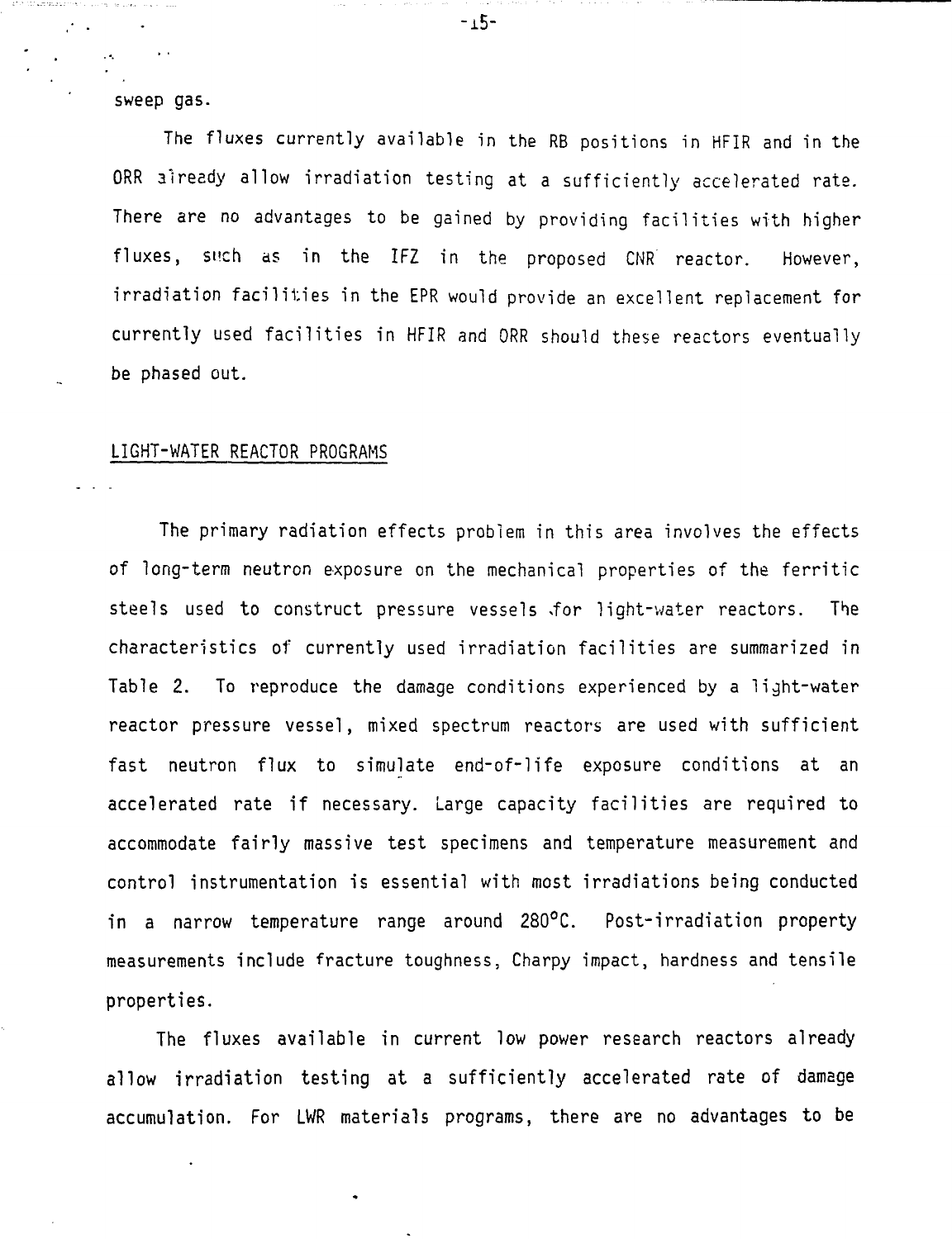sweep gas.

The fluxes currently available in the RB positions in HFIR and in the ORR already allow irradiation testing at a sufficiently accelerated rate. There are no advantages to be gained by providing facilities with higher fluxes, such as in the IFZ in the proposed CNR reactor. However, irradiation facilities in the EPR would provide an excellent replacement for currently used facilities in HFIR and ORR should these reactors eventually be phased out.

## LIGHT-WATER REACTOR PROGRAMS

The primary radiation effects problem in this area involves the effects of long-term neutron exposure on the mechanical properties of the ferritic steels used to construct pressure vessels for light-water reactors. The characteristics of currently used irradiation facilities are summarized in Table 2. To reproduce the damage conditions experienced by a light-water reactor pressure vessel, mixed spectrum reactors are used with sufficient fast neutron flux to simulate end-of-life exposure conditions at an accelerated rate if necessary. Large capacity facilities are required to accommodate fairly massive test specimens and temperature measurement and control instrumentation is essential with most irradiations being conducted in a narrow temperature range around 280°C. Post-irradiation property measurements include fracture toughness, Charpy impact, hardness and tensile properties.

The fluxes available in current low power research reactors already allow irradiation testing at a sufficiently accelerated rate of damage accumulation. For LWR materials programs, there are no advantages to be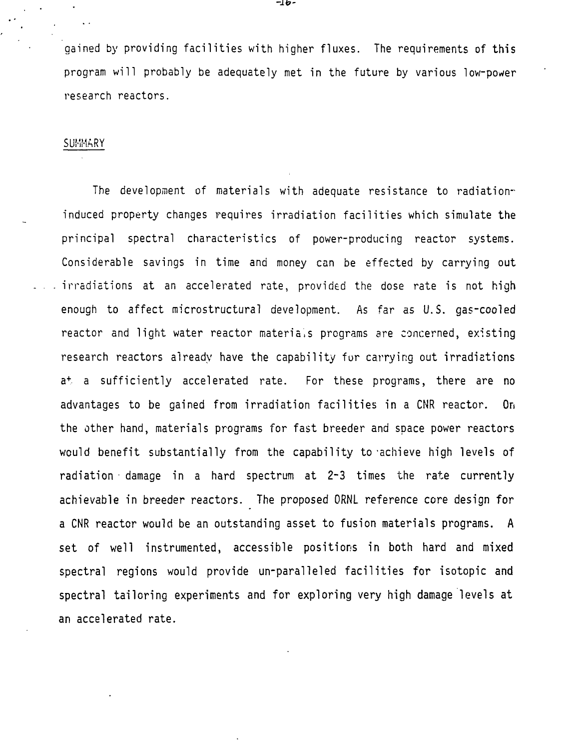gained by providing facilities with higher fluxes. The requirements of this program will probably be adequately met in the future by various low-power research reactors.

## SUMMARY

The development of materials with adequate resistance to radiation-induced property changes requires irradiation facilities which simulate the principal spectral characteristics of power-producing reactor systems. Considerable savings in time and money can be effected by carrying out irradiations at an accelerated rate, provided the dose rate is not high enough to affect microstructural development. As far as U.S. gas-cooled reactor and light water reactor materials programs are concerned, existing research reactors already have the capability for carrying out irradiations at a sufficiently accelerated rate. For these programs, there are no advantages to be gained from irradiation facilities in a CNR reactor. On the other hand, materials programs for fast breeder and space power reactors would benefit substantially from the capability to achieve high levels of radiation damage in a hard spectrum at 2-3 times the rate currently achievable in breeder reactors. The proposed ORNL reference core design for a CNR reactor would be an outstanding asset to fusion materials programs. A set of well instrumented, accessible positions in both hard and mixed spectral regions would provide un-paralleled facilities for isotopic and spectral tailoring experiments and for exploring very high damage levels at an accelerated rate.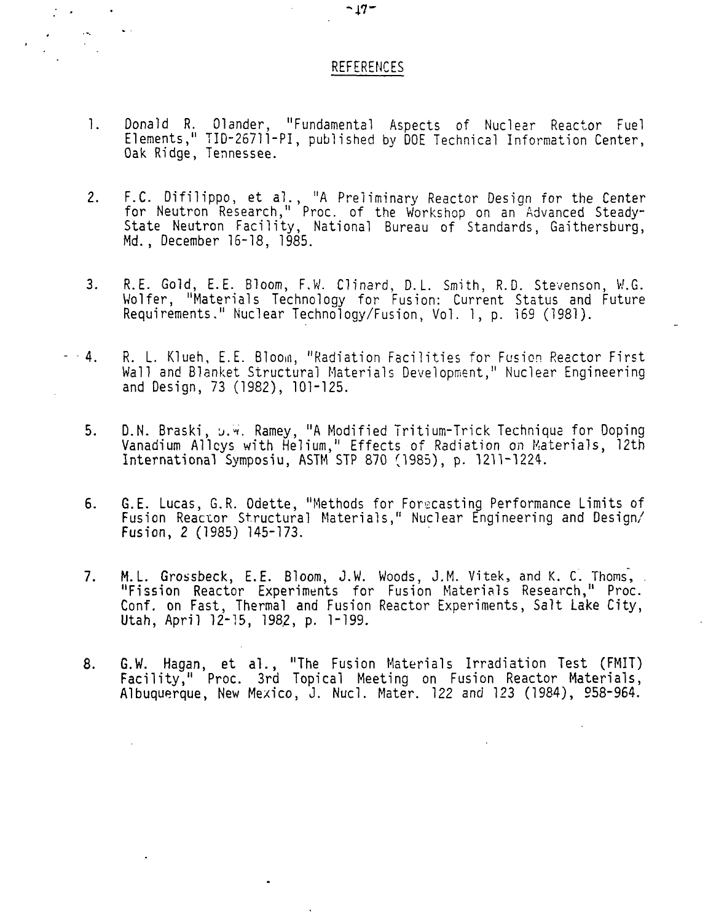# REFERENCES

1. Donald R. Olander, "Fundamental Aspects of Nuclear Reactor Fuel Elements," TID-26711-PI, published by DOE Technical Information Center, Oak Ridge, Tennessee.

2. F.C. Difilippo, et al., "A Preliminary Reactor Design for the Center for Neutron Research," Proc. of the Workshop on an Advanced Steady-State Neutron Facility, National Bureau of Standards, Gaithersburg, Md., December 16-18, 1985.

3. R.E. Gold, E.E. Bloom, F.W. Clinard, D.L. Smith, R.D. Stevenson, W.G. Wolfer, "Materials Technology for Fusion: Current Status and Future Requirements." Nuclear Technology/Fusion, Vol. 1, p. 169 (1981).

4. R. L. Klueh, E.E. Bloom, "Radiation Facilities for Fusion Reactor First Wall and Blanket Structural Materials Development," Nuclear Engineering and Design, 73 (1982), 101-125.

5. D.N. Braski, D.W. Ramey, "A Modified Tritium-Trick Technique for Doping Vanadium Alloys with Helium," Effects of Radiation on Materials, 12th International Symposiu, ASTM STP 870 (1985), p. 1211-1224.

6. G.E. Lucas, G.R. Odette, "Methods for Forecasting Performance Limits of Fusion Reactor Structural Materials," Nuclear Engineering and Design/ Fusion, 2 (1985) 145-173.

7. M.L. Grossbeck, E.E. Bloom, J.W. Woods, J.M. Vitek, and K. C. Thoms, "Fission Reactor Experiments for Fusion Materials Research," Proc. Conf. on Fast, Thermal and Fusion Reactor Experiments, Salt Lake City, Utah, April 12-15, 1982, p. 1-199.

8. G.W. Hagan, et al., "The Fusion Materials Irradiation Test (FMIT) Facility," Proc. 3rd Topical Meeting on Fusion Reactor Materials, Albuquerque, New Mexico, J. Nucl. Mater. 122 and 123 (1984), 958-964.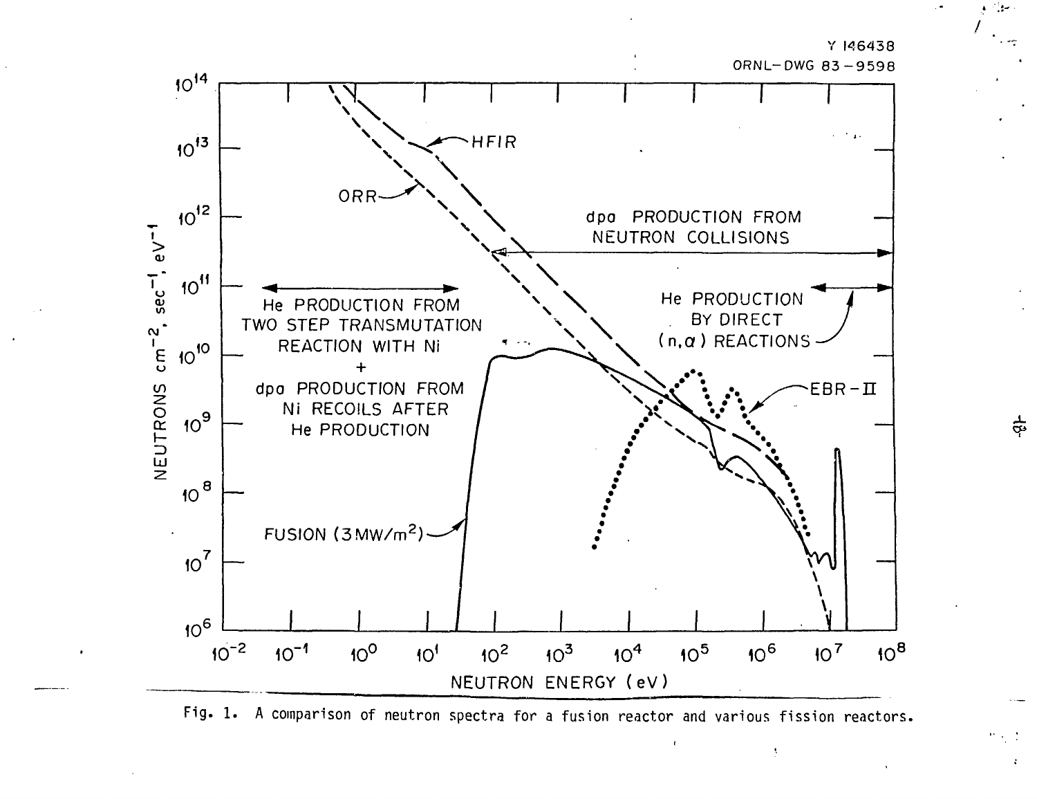Y 146438
ORNL-DWG 83-9598

Fig. 1. A comparison of neutron spectra for a fusion reactor and various fission reactors.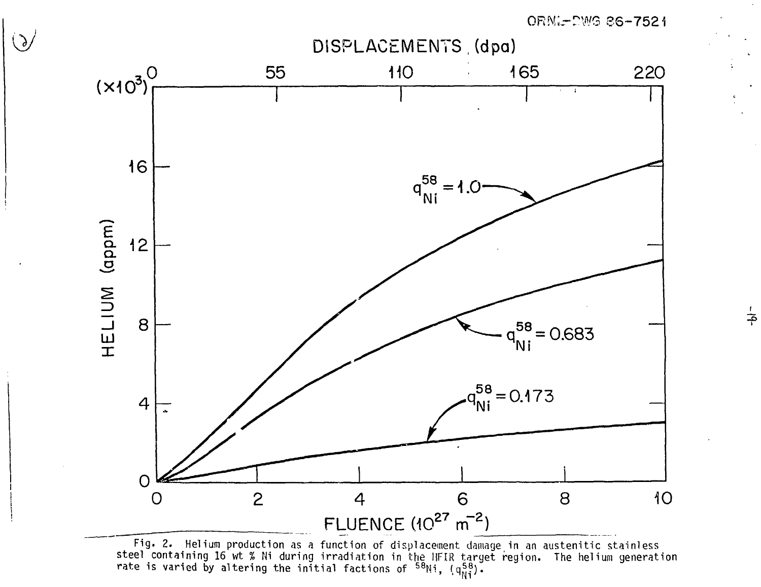Fig. 2. Helium production as a function of displacement damage in an austenitic stainless steel containing 16 wt % Ni during irradiation in the HFIR target region. The helium generation rate is varied by altering the initial factions of $^{58}$Ni, ($q_{Ni}^{58}$).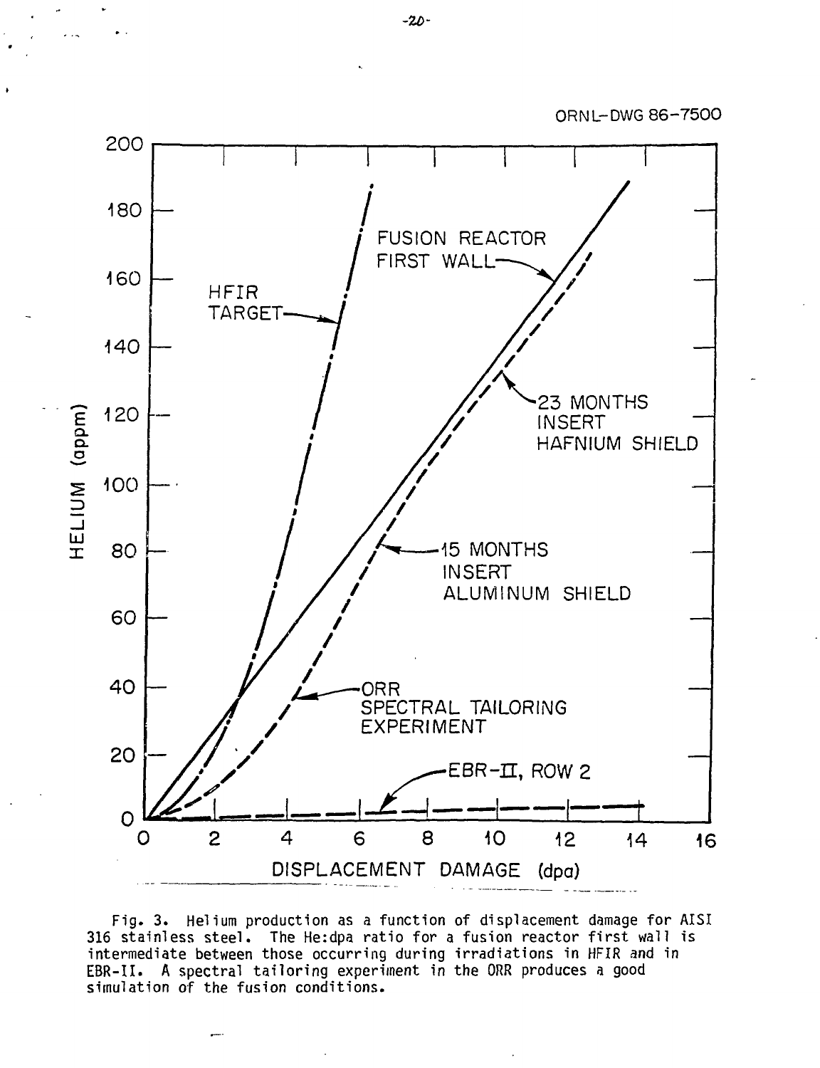ORNL-DWG 86-7500

HELIUM (appm)

200

180

160

140

120

100

80

60

40

20

0

DISPLACEMENT DAMAGE (dpa)

0 2 4 6 8 10 12 14 16

HFIR TARGET

FUSION REACTOR FIRST WALL

23 MONTHS INSERT HAFNIUM SHIELD

15 MONTHS INSERT ALUMINUM SHIELD

ORR SPECTRAL TAILORING EXPERIMENT

EBR-II, ROW 2

Fig. 3. Helium production as a function of displacement damage for AISI 316 stainless steel. The He:dpa ratio for a fusion reactor first wall is intermediate between those occurring during irradiations in HFIR and in EBR-II. A spectral tailoring experiment in the ORR produces a good simulation of the fusion conditions.